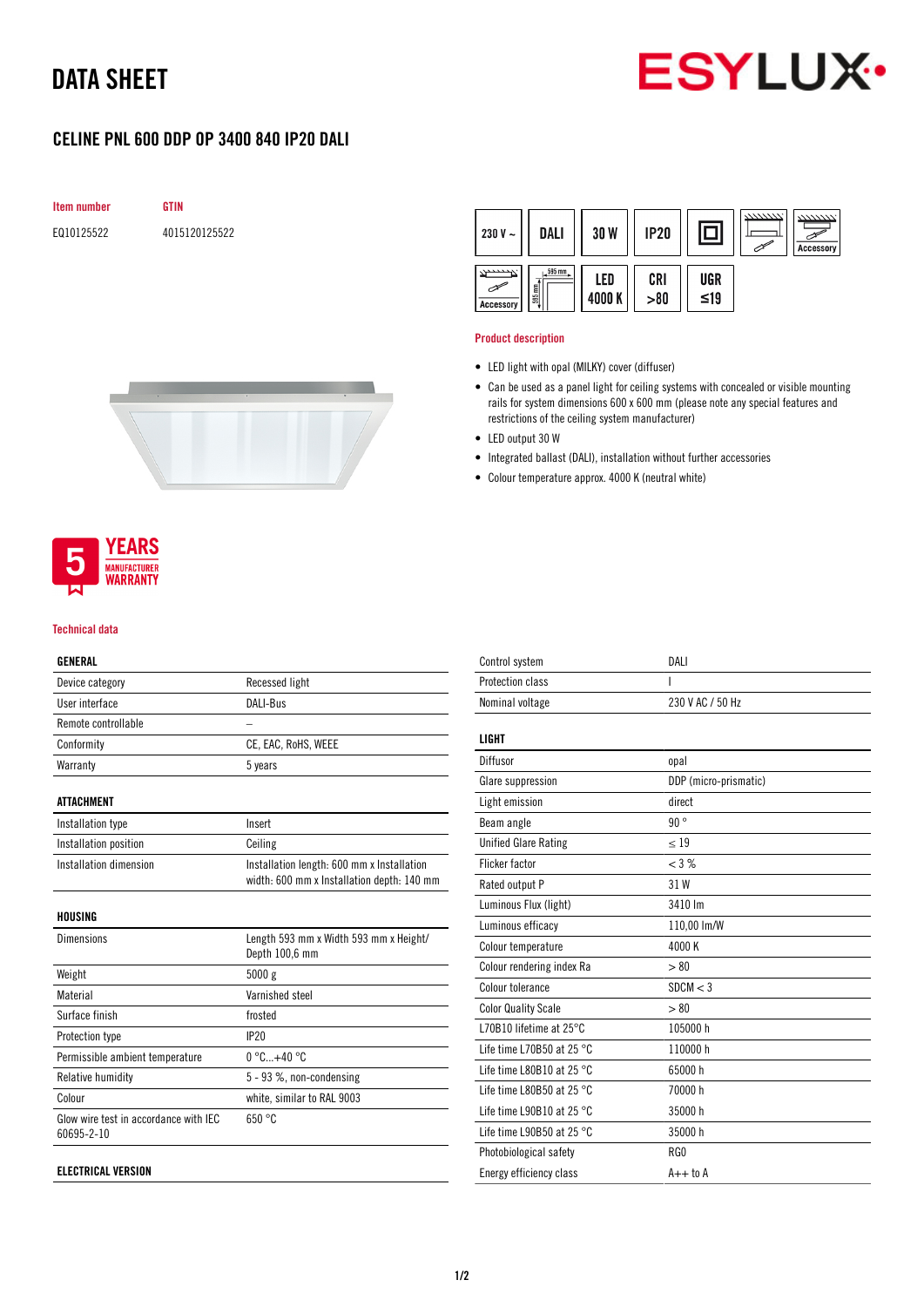# DATA SHEET

ESYLUX

## CELINE PNL 600 DDP OP 3400 840 IP20 DALI

| Item number | GTIN |
|---|---|
| EQ10125522 | 4015120125522 |

230 V ~ | DALI | 30 W | IP20 | Accessory | Accessory | 595 mm | LED 4000 K | CRI >80 | UGR ≤19

### Product description

- LED light with opal (MILKY) cover (diffuser)
- Can be used as a panel light for ceiling systems with concealed or visible mounting rails for system dimensions 600 x 600 mm (please note any special features and restrictions of the ceiling system manufacturer)
- LED output 30 W
- Integrated ballast (DALI), installation without further accessories
- Colour temperature approx. 4000 K (neutral white)

5 YEARS MANUFACTURER WARRANTY

### Technical data

| GENERAL | |
|---|---|
| Device category | Recessed light |
| User interface | DALI-Bus |
| Remote controllable | – |
| Conformity | CE, EAC, RoHS, WEEE |
| Warranty | 5 years |

| ATTACHMENT | |
|---|---|
| Installation type | Insert |
| Installation position | Ceiling |
| Installation dimension | Installation length: 600 mm x Installation width: 600 mm x Installation depth: 140 mm |

| HOUSING | |
|---|---|
| Dimensions | Length 593 mm x Width 593 mm x Height/ Depth 100,6 mm |
| Weight | 5000 g |
| Material | Varnished steel |
| Surface finish | frosted |
| Protection type | IP20 |
| Permissible ambient temperature | 0 °C...+40 °C |
| Relative humidity | 5 - 93 %, non-condensing |
| Colour | white, similar to RAL 9003 |
| Glow wire test in accordance with IEC 60695-2-10 | 650 °C |

| ELECTRICAL VERSION | |
|---|---|
| Control system | DALI |
| Protection class | I |
| Nominal voltage | 230 V AC / 50 Hz |

| LIGHT | |
|---|---|
| Diffusor | opal |
| Glare suppression | DDP (micro-prismatic) |
| Light emission | direct |
| Beam angle | 90 ° |
| Unified Glare Rating | ≤ 19 |
| Flicker factor | < 3 % |
| Rated output P | 31 W |
| Luminous Flux (light) | 3410 lm |
| Luminous efficacy | 110,00 lm/W |
| Colour temperature | 4000 K |
| Colour rendering index Ra | > 80 |
| Colour tolerance | SDCM < 3 |
| Color Quality Scale | > 80 |
| L70B10 lifetime at 25°C | 105000 h |
| Life time L70B50 at 25 °C | 110000 h |
| Life time L80B10 at 25 °C | 65000 h |
| Life time L80B50 at 25 °C | 70000 h |
| Life time L90B10 at 25 °C | 35000 h |
| Life time L90B50 at 25 °C | 35000 h |
| Photobiological safety | RG0 |
| Energy efficiency class | A++ to A |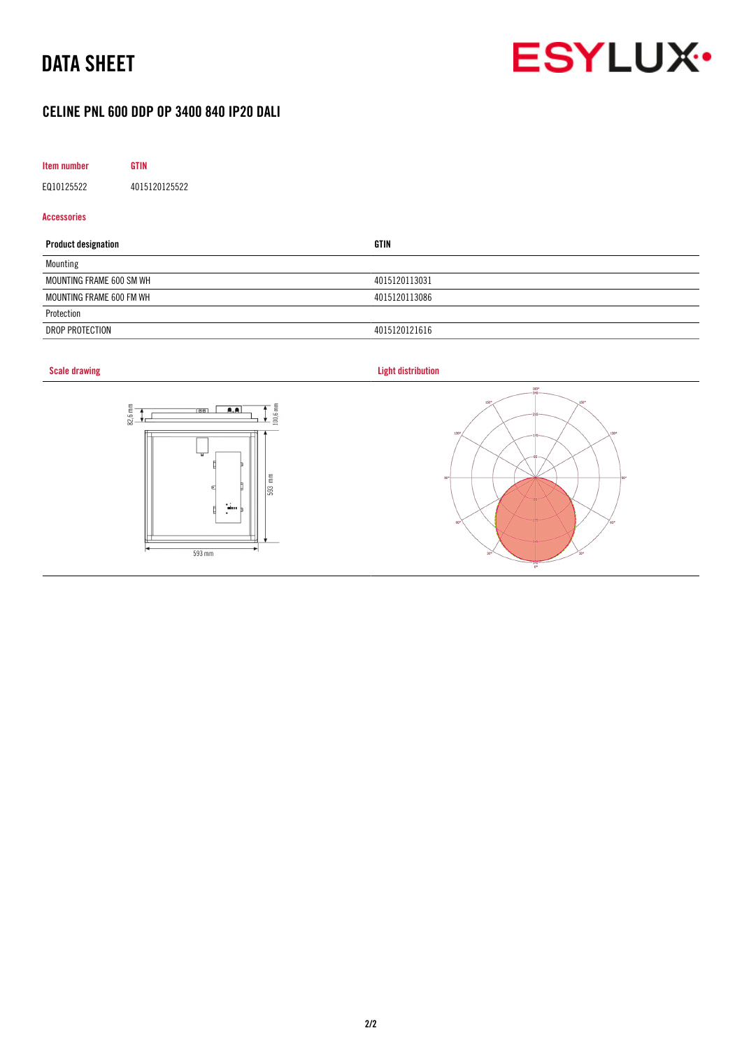# DATA SHEET

## CELINE PNL 600 DDP OP 3400 840 IP20 DALI

| Item number | GTIN |
|---|---|
| EQ10125522 | 4015120125522 |

### Accessories

| Product designation | GTIN |
|---|---|
| Mounting | |
| MOUNTING FRAME 600 SM WH | 4015120113031 |
| MOUNTING FRAME 600 FM WH | 4015120113086 |
| Protection | |
| DROP PROTECTION | 4015120121616 |

### Scale drawing

82,6 mm
100,6 mm
593 mm
593 mm

### Light distribution